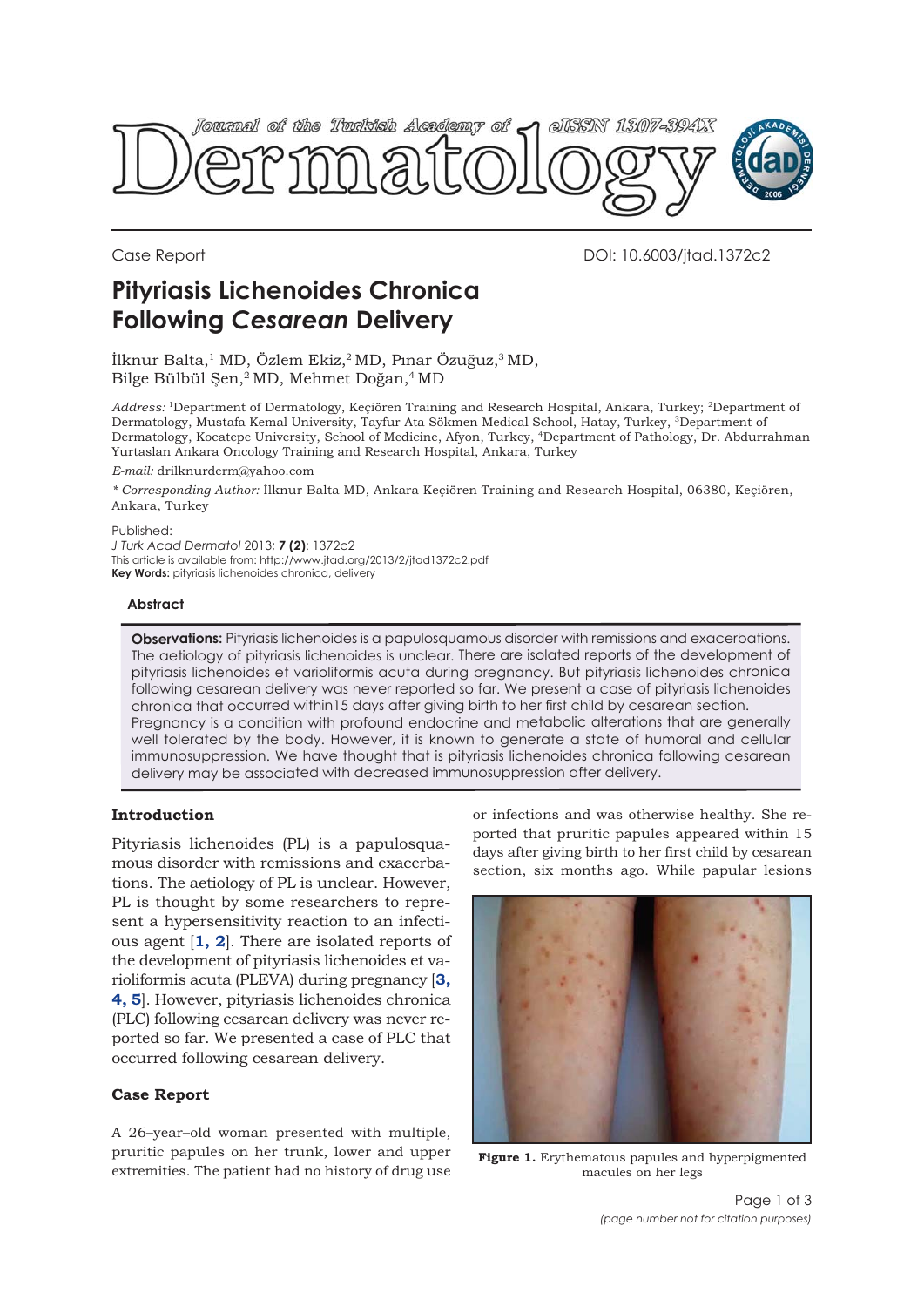Case Report

DOI: 10.6003/jtad.1372c2

# Pityriasis Lichenoides Chronica Following *Cesarean* Delivery

İlknur Balta,[1] MD, Özlem Ekiz,[2] MD, Pınar Özuğuz,[3] MD, Bilge Bülbül Şen,[2] MD, Mehmet Doğan,[4] MD

*Address:* [1]Department of Dermatology, Keçiören Training and Research Hospital, Ankara, Turkey; [2]Department of Dermatology, Mustafa Kemal University, Tayfur Ata Sökmen Medical School, Hatay, Turkey, [3]Department of Dermatology, Kocatepe University, School of Medicine, Afyon, Turkey, [4]Department of Pathology, Dr. Abdurrahman Yurtaslan Ankara Oncology Training and Research Hospital, Ankara, Turkey

*E-mail:* drilknurderm@yahoo.com

*\* Corresponding Author:* İlknur Balta MD, Ankara Keçiören Training and Research Hospital, 06380, Keçiören, Ankara, Turkey

Published:
*J Turk Acad Dermatol* 2013; **7 (2)**: 1372c2
This article is available from: http://www.jtad.org/2013/2/jtad1372c2.pdf
**Key Words:** pityriasis lichenoides chronica, delivery

## Abstract

**Observations:** Pityriasis lichenoides is a papulosquamous disorder with remissions and exacerbations. The aetiology of pityriasis lichenoides is unclear. There are isolated reports of the development of pityriasis lichenoides et varioliformis acuta during pregnancy. But pityriasis lichenoides chronica following cesarean delivery was never reported so far. We present a case of pityriasis lichenoides chronica that occurred within15 days after giving birth to her first child by cesarean section. Pregnancy is a condition with profound endocrine and metabolic alterations that are generally well tolerated by the body. However, it is known to generate a state of humoral and cellular immunosuppression. We have thought that is pityriasis lichenoides chronica following cesarean delivery may be associated with decreased immunosuppression after delivery.

## Introduction

Pityriasis lichenoides (PL) is a papulosquamous disorder with remissions and exacerbations. The aetiology of PL is unclear. However, PL is thought by some researchers to represent a hypersensitivity reaction to an infectious agent [**1, 2**]. There are isolated reports of the development of pityriasis lichenoides et varioliformis acuta (PLEVA) during pregnancy [**3, 4, 5**]. However, pityriasis lichenoides chronica (PLC) following cesarean delivery was never reported so far. We presented a case of PLC that occurred following cesarean delivery.

## Case Report

A 26–year–old woman presented with multiple, pruritic papules on her trunk, lower and upper extremities. The patient had no history of drug use or infections and was otherwise healthy. She reported that pruritic papules appeared within 15 days after giving birth to her first child by cesarean section, six months ago. While papular lesions

**Figure 1.** Erythematous papules and hyperpigmented macules on her legs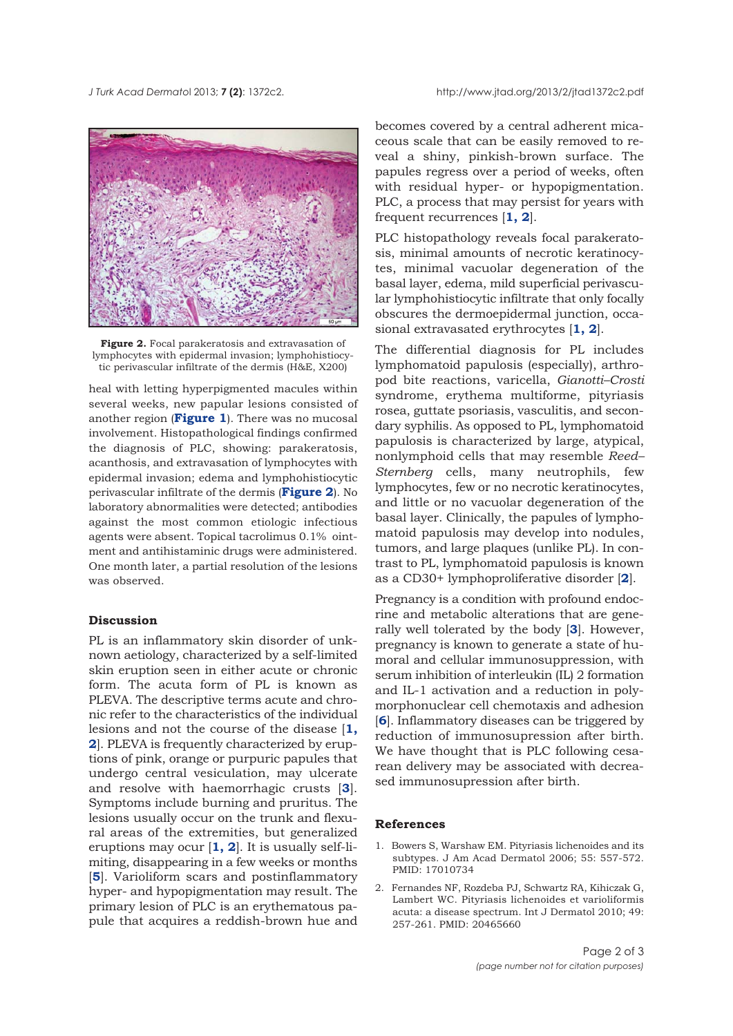**Figure 2.** Focal parakeratosis and extravasation of lymphocytes with epidermal invasion; lymphohistiocytic perivascular infiltrate of the dermis (H&E, X200)

heal with letting hyperpigmented macules within several weeks, new papular lesions consisted of another region (**Figure 1**). There was no mucosal involvement. Histopathological findings confirmed the diagnosis of PLC, showing: parakeratosis, acanthosis, and extravasation of lymphocytes with epidermal invasion; edema and lymphohistiocytic perivascular infiltrate of the dermis (**Figure 2**). No laboratory abnormalities were detected; antibodies against the most common etiologic infectious agents were absent. Topical tacrolimus 0.1% ointment and antihistaminic drugs were administered. One month later, a partial resolution of the lesions was observed.

## Discussion

PL is an inflammatory skin disorder of unknown aetiology, characterized by a self-limited skin eruption seen in either acute or chronic form. The acuta form of PL is known as PLEVA. The descriptive terms acute and chronic refer to the characteristics of the individual lesions and not the course of the disease [**1, 2**]. PLEVA is frequently characterized by eruptions of pink, orange or purpuric papules that undergo central vesiculation, may ulcerate and resolve with haemorrhagic crusts [**3**]. Symptoms include burning and pruritus. The lesions usually occur on the trunk and flexural areas of the extremities, but generalized eruptions may ocur [**1, 2**]. It is usually self-limiting, disappearing in a few weeks or months [**5**]. Varioliform scars and postinflammatory hyper- and hypopigmentation may result. The primary lesion of PLC is an erythematous papule that acquires a reddish-brown hue and becomes covered by a central adherent micaceous scale that can be easily removed to reveal a shiny, pinkish-brown surface. The papules regress over a period of weeks, often with residual hyper- or hypopigmentation. PLC, a process that may persist for years with frequent recurrences [**1, 2**].

PLC histopathology reveals focal parakeratosis, minimal amounts of necrotic keratinocytes, minimal vacuolar degeneration of the basal layer, edema, mild superficial perivascular lymphohistiocytic infiltrate that only focally obscures the dermoepidermal junction, occasional extravasated erythrocytes [**1, 2**].

The differential diagnosis for PL includes lymphomatoid papulosis (especially), arthropod bite reactions, varicella, *Gianotti–Crosti* syndrome, erythema multiforme, pityriasis rosea, guttate psoriasis, vasculitis, and secondary syphilis. As opposed to PL, lymphomatoid papulosis is characterized by large, atypical, nonlymphoid cells that may resemble *Reed–Sternberg* cells, many neutrophils, few lymphocytes, few or no necrotic keratinocytes, and little or no vacuolar degeneration of the basal layer. Clinically, the papules of lymphomatoid papulosis may develop into nodules, tumors, and large plaques (unlike PL). In contrast to PL, lymphomatoid papulosis is known as a CD30+ lymphoproliferative disorder [**2**].

Pregnancy is a condition with profound endocrine and metabolic alterations that are generally well tolerated by the body [**3**]. However, pregnancy is known to generate a state of humoral and cellular immunosuppression, with serum inhibition of interleukin (IL) 2 formation and IL-1 activation and a reduction in polymorphonuclear cell chemotaxis and adhesion [**6**]. Inflammatory diseases can be triggered by reduction of immunosupression after birth. We have thought that is PLC following cesarean delivery may be associated with decreased immunosupression after birth.

## References

1. Bowers S, Warshaw EM. Pityriasis lichenoides and its subtypes. J Am Acad Dermatol 2006; 55: 557-572. PMID: 17010734
2. Fernandes NF, Rozdeba PJ, Schwartz RA, Kihiczak G, Lambert WC. Pityriasis lichenoides et varioliformis acuta: a disease spectrum. Int J Dermatol 2010; 49: 257-261. PMID: 20465660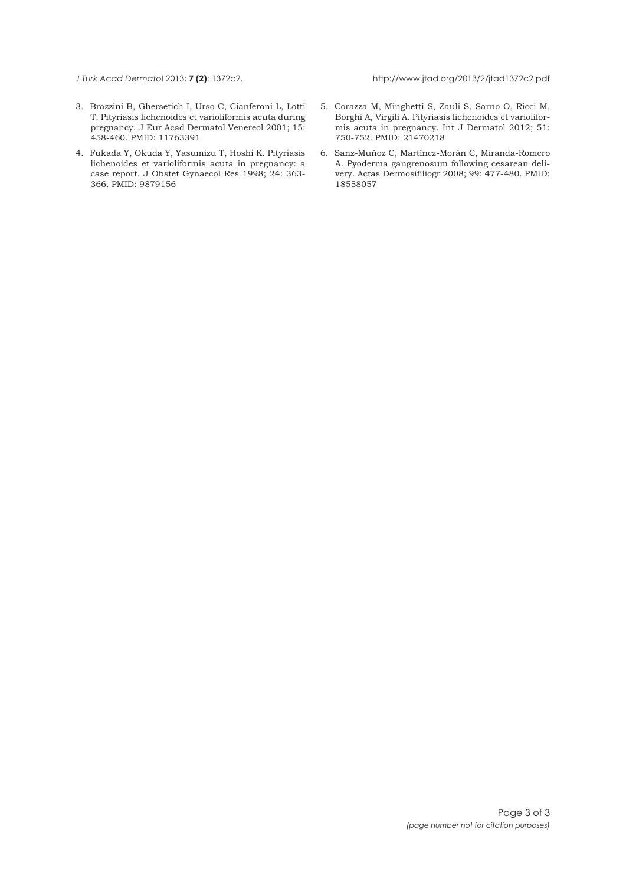3. Brazzini B, Ghersetich I, Urso C, Cianferoni L, Lotti T. Pityriasis lichenoides et varioliformis acuta during pregnancy. J Eur Acad Dermatol Venereol 2001; 15: 458-460. PMID: 11763391

4. Fukada Y, Okuda Y, Yasumizu T, Hoshi K. Pityriasis lichenoides et varioliformis acuta in pregnancy: a case report. J Obstet Gynaecol Res 1998; 24: 363-366. PMID: 9879156

5. Corazza M, Minghetti S, Zauli S, Sarno O, Ricci M, Borghi A, Virgili A. Pityriasis lichenoides et varioliformis acuta in pregnancy. Int J Dermatol 2012; 51: 750-752. PMID: 21470218

6. Sanz-Muñoz C, Martínez-Morán C, Miranda-Romero A. Pyoderma gangrenosum following cesarean delivery. Actas Dermosifiliogr 2008; 99: 477-480. PMID: 18558057